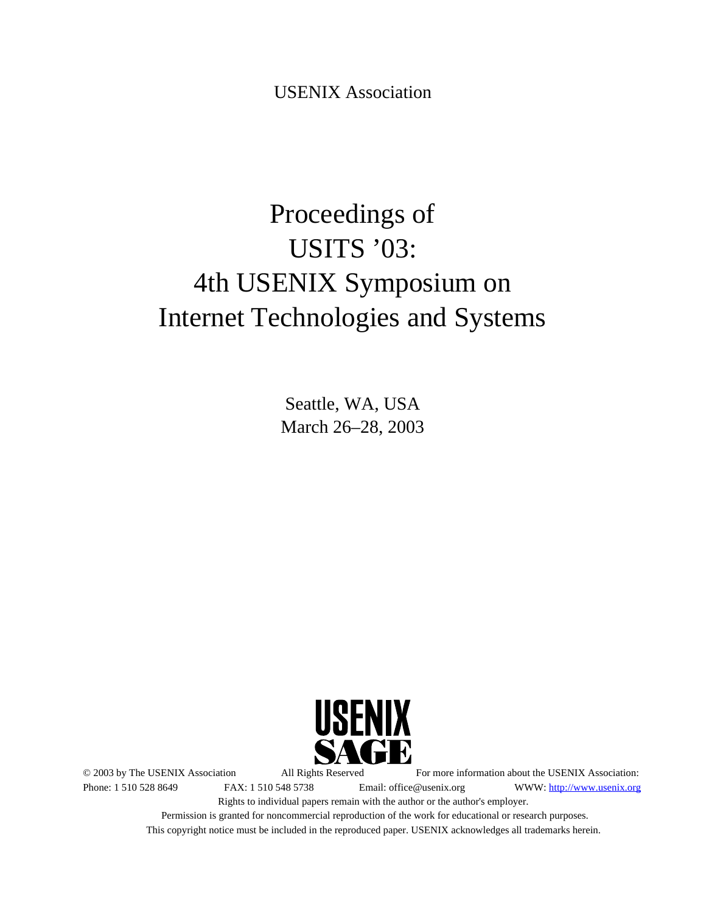USENIX Association

# Proceedings of USITS '03: 4th USENIX Symposium on Internet Technologies and Systems

Seattle, WA, USA
March 26–28, 2003

USENIX
SAGE

© 2003 by The USENIX Association All Rights Reserved For more information about the USENIX Association:
Phone: 1 510 528 8649 FAX: 1 510 548 5738 Email: office@usenix.org WWW: http://www.usenix.org

Rights to individual papers remain with the author or the author's employer.
Permission is granted for noncommercial reproduction of the work for educational or research purposes.
This copyright notice must be included in the reproduced paper. USENIX acknowledges all trademarks herein.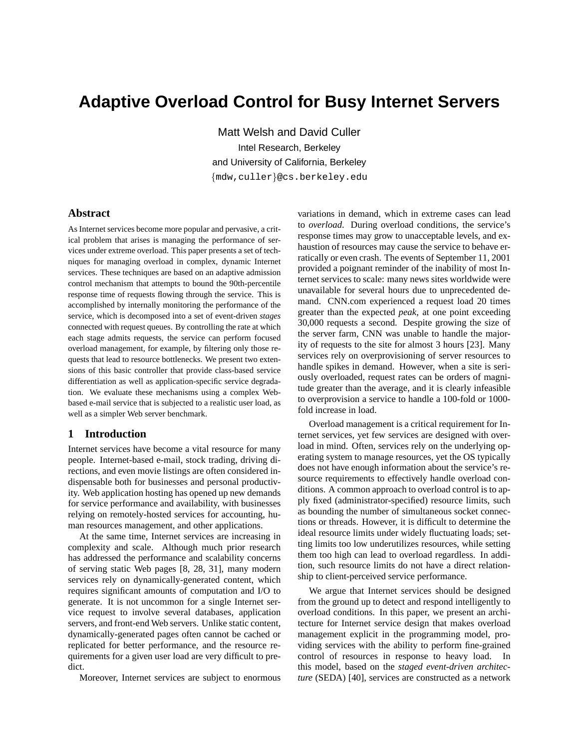# Adaptive Overload Control for Busy Internet Servers

Matt Welsh and David Culler

Intel Research, Berkeley

and University of California, Berkeley

{mdw,culler}@cs.berkeley.edu

## Abstract

As Internet services become more popular and pervasive, a critical problem that arises is managing the performance of services under extreme overload. This paper presents a set of techniques for managing overload in complex, dynamic Internet services. These techniques are based on an adaptive admission control mechanism that attempts to bound the 90th-percentile response time of requests flowing through the service. This is accomplished by internally monitoring the performance of the service, which is decomposed into a set of event-driven *stages* connected with request queues. By controlling the rate at which each stage admits requests, the service can perform focused overload management, for example, by filtering only those requests that lead to resource bottlenecks. We present two extensions of this basic controller that provide class-based service differentiation as well as application-specific service degradation. We evaluate these mechanisms using a complex Web-based e-mail service that is subjected to a realistic user load, as well as a simpler Web server benchmark.

## 1 Introduction

Internet services have become a vital resource for many people. Internet-based e-mail, stock trading, driving directions, and even movie listings are often considered indispensable both for businesses and personal productivity. Web application hosting has opened up new demands for service performance and availability, with businesses relying on remotely-hosted services for accounting, human resources management, and other applications.

At the same time, Internet services are increasing in complexity and scale. Although much prior research has addressed the performance and scalability concerns of serving static Web pages [8, 28, 31], many modern services rely on dynamically-generated content, which requires significant amounts of computation and I/O to generate. It is not uncommon for a single Internet service request to involve several databases, application servers, and front-end Web servers. Unlike static content, dynamically-generated pages often cannot be cached or replicated for better performance, and the resource requirements for a given user load are very difficult to predict.

Moreover, Internet services are subject to enormous variations in demand, which in extreme cases can lead to *overload*. During overload conditions, the service's response times may grow to unacceptable levels, and exhaustion of resources may cause the service to behave erratically or even crash. The events of September 11, 2001 provided a poignant reminder of the inability of most Internet services to scale: many news sites worldwide were unavailable for several hours due to unprecedented demand. CNN.com experienced a request load 20 times greater than the expected *peak*, at one point exceeding 30,000 requests a second. Despite growing the size of the server farm, CNN was unable to handle the majority of requests to the site for almost 3 hours [23]. Many services rely on overprovisioning of server resources to handle spikes in demand. However, when a site is seriously overloaded, request rates can be orders of magnitude greater than the average, and it is clearly infeasible to overprovision a service to handle a 100-fold or 1000-fold increase in load.

Overload management is a critical requirement for Internet services, yet few services are designed with overload in mind. Often, services rely on the underlying operating system to manage resources, yet the OS typically does not have enough information about the service's resource requirements to effectively handle overload conditions. A common approach to overload control is to apply fixed (administrator-specified) resource limits, such as bounding the number of simultaneous socket connections or threads. However, it is difficult to determine the ideal resource limits under widely fluctuating loads; setting limits too low underutilizes resources, while setting them too high can lead to overload regardless. In addition, such resource limits do not have a direct relationship to client-perceived service performance.

We argue that Internet services should be designed from the ground up to detect and respond intelligently to overload conditions. In this paper, we present an architecture for Internet service design that makes overload management explicit in the programming model, providing services with the ability to perform fine-grained control of resources in response to heavy load. In this model, based on the *staged event-driven architecture* (SEDA) [40], services are constructed as a network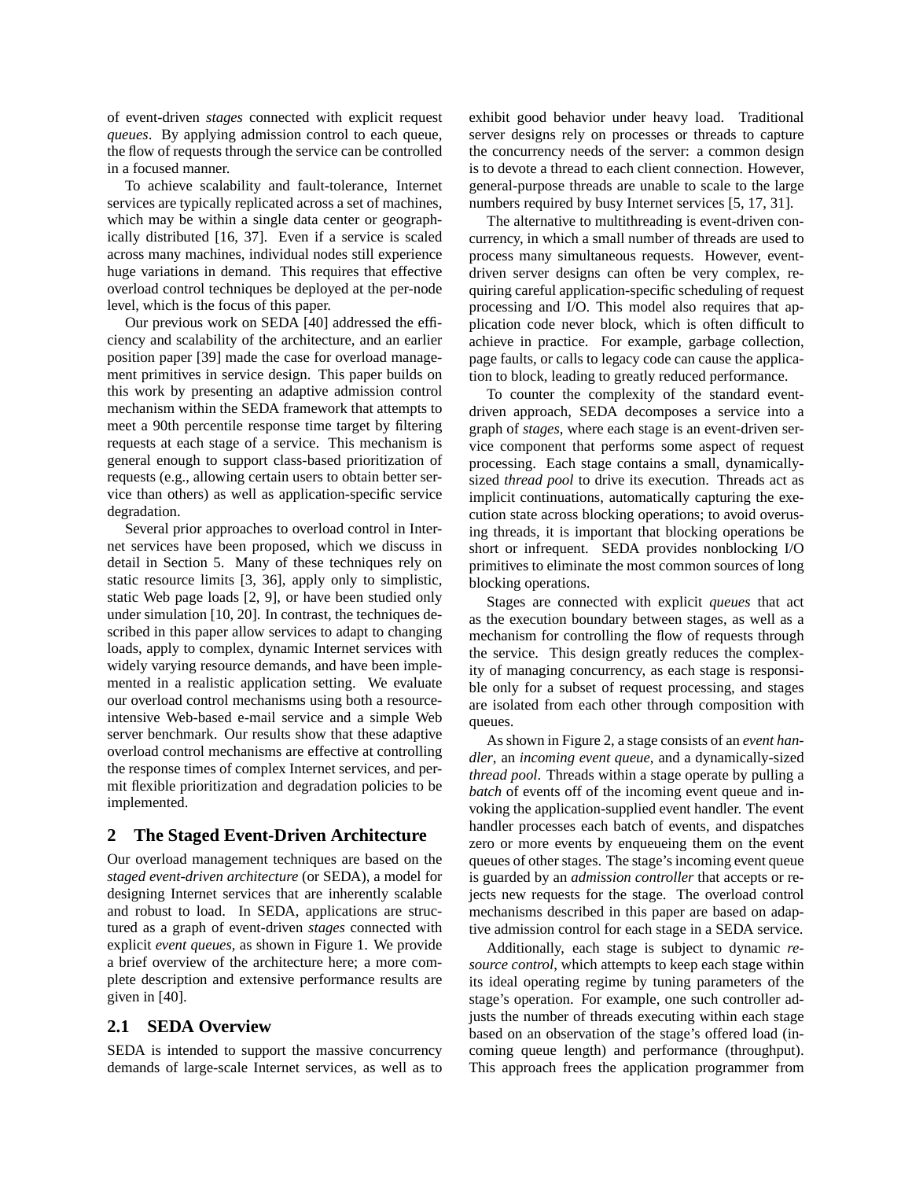of event-driven *stages* connected with explicit request *queues*. By applying admission control to each queue, the flow of requests through the service can be controlled in a focused manner.

To achieve scalability and fault-tolerance, Internet services are typically replicated across a set of machines, which may be within a single data center or geographically distributed [16, 37]. Even if a service is scaled across many machines, individual nodes still experience huge variations in demand. This requires that effective overload control techniques be deployed at the per-node level, which is the focus of this paper.

Our previous work on SEDA [40] addressed the efficiency and scalability of the architecture, and an earlier position paper [39] made the case for overload management primitives in service design. This paper builds on this work by presenting an adaptive admission control mechanism within the SEDA framework that attempts to meet a 90th percentile response time target by filtering requests at each stage of a service. This mechanism is general enough to support class-based prioritization of requests (e.g., allowing certain users to obtain better service than others) as well as application-specific service degradation.

Several prior approaches to overload control in Internet services have been proposed, which we discuss in detail in Section 5. Many of these techniques rely on static resource limits [3, 36], apply only to simplistic, static Web page loads [2, 9], or have been studied only under simulation [10, 20]. In contrast, the techniques described in this paper allow services to adapt to changing loads, apply to complex, dynamic Internet services with widely varying resource demands, and have been implemented in a realistic application setting. We evaluate our overload control mechanisms using both a resource-intensive Web-based e-mail service and a simple Web server benchmark. Our results show that these adaptive overload control mechanisms are effective at controlling the response times of complex Internet services, and permit flexible prioritization and degradation policies to be implemented.

## 2 The Staged Event-Driven Architecture

Our overload management techniques are based on the *staged event-driven architecture* (or SEDA), a model for designing Internet services that are inherently scalable and robust to load. In SEDA, applications are structured as a graph of event-driven *stages* connected with explicit *event queues*, as shown in Figure 1. We provide a brief overview of the architecture here; a more complete description and extensive performance results are given in [40].

### 2.1 SEDA Overview

SEDA is intended to support the massive concurrency demands of large-scale Internet services, as well as to exhibit good behavior under heavy load. Traditional server designs rely on processes or threads to capture the concurrency needs of the server: a common design is to devote a thread to each client connection. However, general-purpose threads are unable to scale to the large numbers required by busy Internet services [5, 17, 31].

The alternative to multithreading is event-driven concurrency, in which a small number of threads are used to process many simultaneous requests. However, event-driven server designs can often be very complex, requiring careful application-specific scheduling of request processing and I/O. This model also requires that application code never block, which is often difficult to achieve in practice. For example, garbage collection, page faults, or calls to legacy code can cause the application to block, leading to greatly reduced performance.

To counter the complexity of the standard event-driven approach, SEDA decomposes a service into a graph of *stages*, where each stage is an event-driven service component that performs some aspect of request processing. Each stage contains a small, dynamically-sized *thread pool* to drive its execution. Threads act as implicit continuations, automatically capturing the execution state across blocking operations; to avoid overusing threads, it is important that blocking operations be short or infrequent. SEDA provides nonblocking I/O primitives to eliminate the most common sources of long blocking operations.

Stages are connected with explicit *queues* that act as the execution boundary between stages, as well as a mechanism for controlling the flow of requests through the service. This design greatly reduces the complexity of managing concurrency, as each stage is responsible only for a subset of request processing, and stages are isolated from each other through composition with queues.

As shown in Figure 2, a stage consists of an *event handler*, an *incoming event queue*, and a dynamically-sized *thread pool*. Threads within a stage operate by pulling a *batch* of events off of the incoming event queue and invoking the application-supplied event handler. The event handler processes each batch of events, and dispatches zero or more events by enqueueing them on the event queues of other stages. The stage's incoming event queue is guarded by an *admission controller* that accepts or rejects new requests for the stage. The overload control mechanisms described in this paper are based on adaptive admission control for each stage in a SEDA service.

Additionally, each stage is subject to dynamic *resource control*, which attempts to keep each stage within its ideal operating regime by tuning parameters of the stage's operation. For example, one such controller adjusts the number of threads executing within each stage based on an observation of the stage's offered load (incoming queue length) and performance (throughput). This approach frees the application programmer from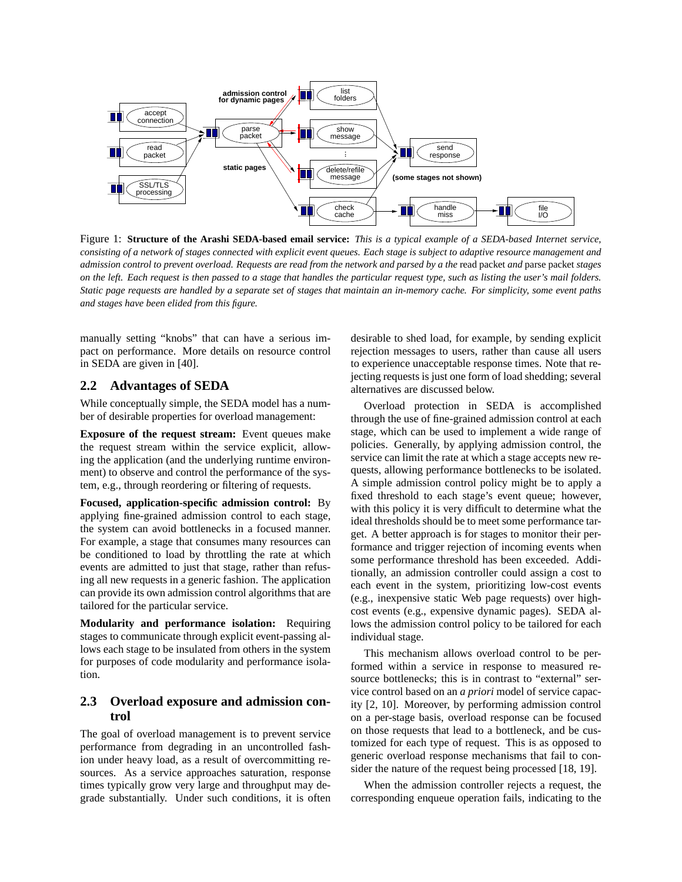Figure 1: **Structure of the Arashi SEDA-based email service:** *This is a typical example of a SEDA-based Internet service, consisting of a network of stages connected with explicit event queues. Each stage is subject to adaptive resource management and admission control to prevent overload. Requests are read from the network and parsed by a the* read packet *and* parse packet *stages on the left. Each request is then passed to a stage that handles the particular request type, such as listing the user's mail folders. Static page requests are handled by a separate set of stages that maintain an in-memory cache. For simplicity, some event paths and stages have been elided from this figure.*

manually setting "knobs" that can have a serious impact on performance. More details on resource control in SEDA are given in [40].

## 2.2 Advantages of SEDA

While conceptually simple, the SEDA model has a number of desirable properties for overload management:

**Exposure of the request stream:** Event queues make the request stream within the service explicit, allowing the application (and the underlying runtime environment) to observe and control the performance of the system, e.g., through reordering or filtering of requests.

**Focused, application-specific admission control:** By applying fine-grained admission control to each stage, the system can avoid bottlenecks in a focused manner. For example, a stage that consumes many resources can be conditioned to load by throttling the rate at which events are admitted to just that stage, rather than refusing all new requests in a generic fashion. The application can provide its own admission control algorithms that are tailored for the particular service.

**Modularity and performance isolation:** Requiring stages to communicate through explicit event-passing allows each stage to be insulated from others in the system for purposes of code modularity and performance isolation.

## 2.3 Overload exposure and admission control

The goal of overload management is to prevent service performance from degrading in an uncontrolled fashion under heavy load, as a result of overcommitting resources. As a service approaches saturation, response times typically grow very large and throughput may degrade substantially. Under such conditions, it is often desirable to shed load, for example, by sending explicit rejection messages to users, rather than cause all users to experience unacceptable response times. Note that rejecting requests is just one form of load shedding; several alternatives are discussed below.

Overload protection in SEDA is accomplished through the use of fine-grained admission control at each stage, which can be used to implement a wide range of policies. Generally, by applying admission control, the service can limit the rate at which a stage accepts new requests, allowing performance bottlenecks to be isolated. A simple admission control policy might be to apply a fixed threshold to each stage's event queue; however, with this policy it is very difficult to determine what the ideal thresholds should be to meet some performance target. A better approach is for stages to monitor their performance and trigger rejection of incoming events when some performance threshold has been exceeded. Additionally, an admission controller could assign a cost to each event in the system, prioritizing low-cost events (e.g., inexpensive static Web page requests) over high-cost events (e.g., expensive dynamic pages). SEDA allows the admission control policy to be tailored for each individual stage.

This mechanism allows overload control to be performed within a service in response to measured resource bottlenecks; this is in contrast to "external" service control based on an *a priori* model of service capacity [2, 10]. Moreover, by performing admission control on a per-stage basis, overload response can be focused on those requests that lead to a bottleneck, and be customized for each type of request. This is as opposed to generic overload response mechanisms that fail to consider the nature of the request being processed [18, 19].

When the admission controller rejects a request, the corresponding enqueue operation fails, indicating to the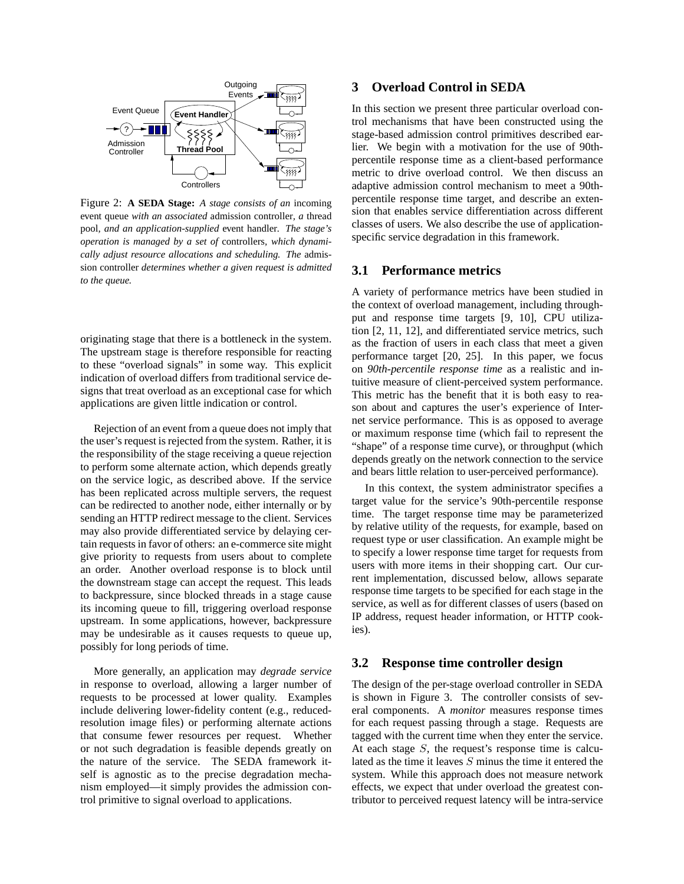Figure 2: **A SEDA Stage:** *A stage consists of an* incoming event queue *with an associated* admission controller*, a* thread pool*, and an application-supplied* event handler*. The stage's operation is managed by a set of* controllers*, which dynamically adjust resource allocations and scheduling. The* admission controller *determines whether a given request is admitted to the queue.*

originating stage that there is a bottleneck in the system. The upstream stage is therefore responsible for reacting to these "overload signals" in some way. This explicit indication of overload differs from traditional service designs that treat overload as an exceptional case for which applications are given little indication or control.

Rejection of an event from a queue does not imply that the user's request is rejected from the system. Rather, it is the responsibility of the stage receiving a queue rejection to perform some alternate action, which depends greatly on the service logic, as described above. If the service has been replicated across multiple servers, the request can be redirected to another node, either internally or by sending an HTTP redirect message to the client. Services may also provide differentiated service by delaying certain requests in favor of others: an e-commerce site might give priority to requests from users about to complete an order. Another overload response is to block until the downstream stage can accept the request. This leads to backpressure, since blocked threads in a stage cause its incoming queue to fill, triggering overload response upstream. In some applications, however, backpressure may be undesirable as it causes requests to queue up, possibly for long periods of time.

More generally, an application may *degrade service* in response to overload, allowing a larger number of requests to be processed at lower quality. Examples include delivering lower-fidelity content (e.g., reduced-resolution image files) or performing alternate actions that consume fewer resources per request. Whether or not such degradation is feasible depends greatly on the nature of the service. The SEDA framework itself is agnostic as to the precise degradation mechanism employed—it simply provides the admission control primitive to signal overload to applications.

## 3 Overload Control in SEDA

In this section we present three particular overload control mechanisms that have been constructed using the stage-based admission control primitives described earlier. We begin with a motivation for the use of 90th-percentile response time as a client-based performance metric to drive overload control. We then discuss an adaptive admission control mechanism to meet a 90th-percentile response time target, and describe an extension that enables service differentiation across different classes of users. We also describe the use of application-specific service degradation in this framework.

### 3.1 Performance metrics

A variety of performance metrics have been studied in the context of overload management, including throughput and response time targets [9, 10], CPU utilization [2, 11, 12], and differentiated service metrics, such as the fraction of users in each class that meet a given performance target [20, 25]. In this paper, we focus on *90th-percentile response time* as a realistic and intuitive measure of client-perceived system performance. This metric has the benefit that it is both easy to reason about and captures the user's experience of Internet service performance. This is as opposed to average or maximum response time (which fail to represent the "shape" of a response time curve), or throughput (which depends greatly on the network connection to the service and bears little relation to user-perceived performance).

In this context, the system administrator specifies a target value for the service's 90th-percentile response time. The target response time may be parameterized by relative utility of the requests, for example, based on request type or user classification. An example might be to specify a lower response time target for requests from users with more items in their shopping cart. Our current implementation, discussed below, allows separate response time targets to be specified for each stage in the service, as well as for different classes of users (based on IP address, request header information, or HTTP cookies).

### 3.2 Response time controller design

The design of the per-stage overload controller in SEDA is shown in Figure 3. The controller consists of several components. A *monitor* measures response times for each request passing through a stage. Requests are tagged with the current time when they enter the service. At each stage $S$, the request's response time is calculated as the time it leaves $S$ minus the time it entered the system. While this approach does not measure network effects, we expect that under overload the greatest contributor to perceived request latency will be intra-service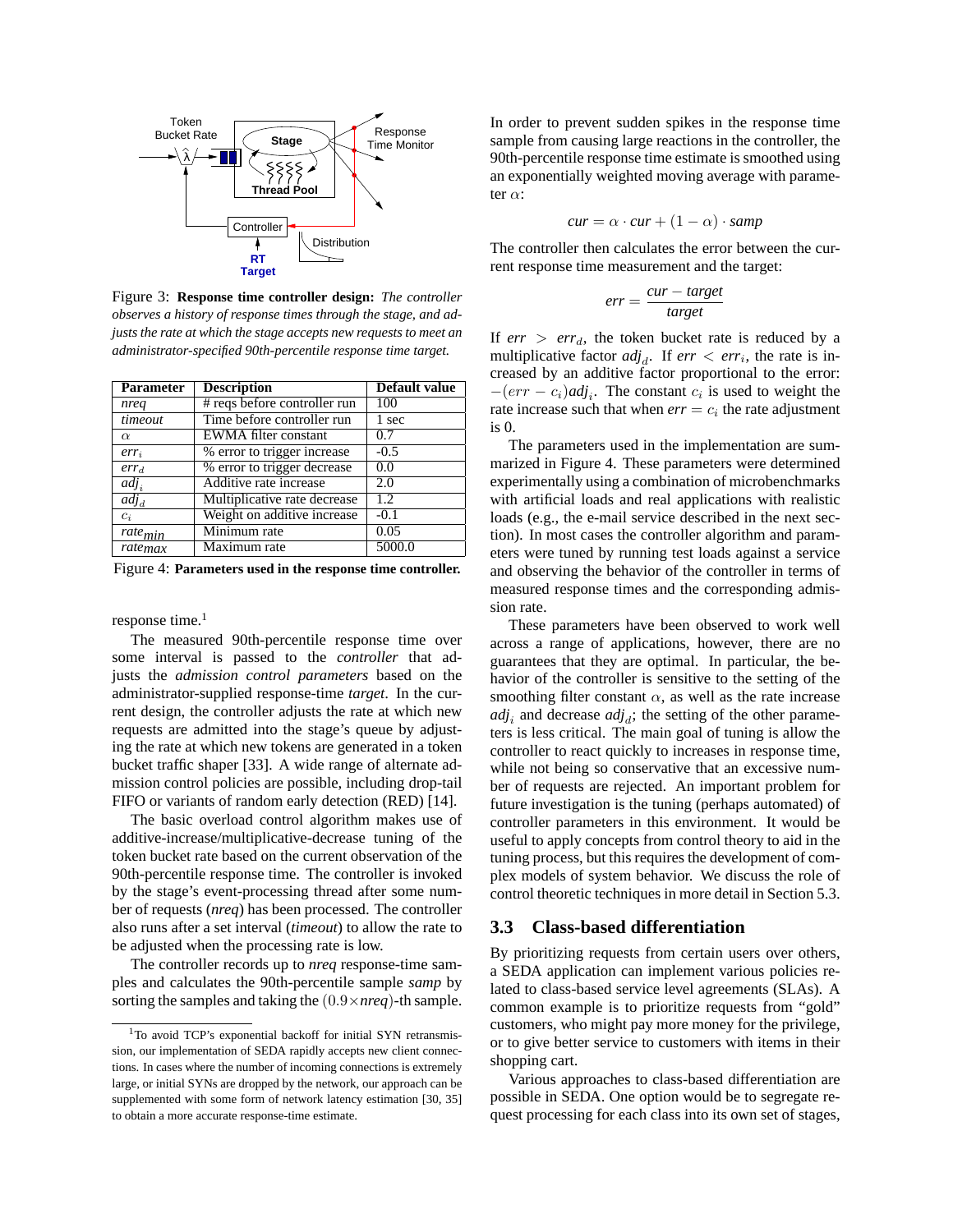Figure 3: **Response time controller design:** *The controller observes a history of response times through the stage, and adjusts the rate at which the stage accepts new requests to meet an administrator-specified 90th-percentile response time target.*

| Parameter | Description | Default value |
|---|---|---|
| *nreq* | # reqs before controller run | 100 |
| *timeout* | Time before controller run | 1 sec |
| $\alpha$ | EWMA filter constant | 0.7 |
| $err_i$ | % error to trigger increase | -0.5 |
| $err_d$ | % error to trigger decrease | 0.0 |
| $adj_i$ | Additive rate increase | 2.0 |
| $adj_d$ | Multiplicative rate decrease | 1.2 |
| $c_i$ | Weight on additive increase | -0.1 |
| $rate_{min}$ | Minimum rate | 0.05 |
| $rate_{max}$ | Maximum rate | 5000.0 |

Figure 4: **Parameters used in the response time controller.**

response time.[1]

The measured 90th-percentile response time over some interval is passed to the *controller* that adjusts the *admission control parameters* based on the administrator-supplied response-time *target*. In the current design, the controller adjusts the rate at which new requests are admitted into the stage's queue by adjusting the rate at which new tokens are generated in a token bucket traffic shaper [33]. A wide range of alternate admission control policies are possible, including drop-tail FIFO or variants of random early detection (RED) [14].

The basic overload control algorithm makes use of additive-increase/multiplicative-decrease tuning of the token bucket rate based on the current observation of the 90th-percentile response time. The controller is invoked by the stage's event-processing thread after some number of requests (*nreq*) has been processed. The controller also runs after a set interval (*timeout*) to allow the rate to be adjusted when the processing rate is low.

The controller records up to *nreq* response-time samples and calculates the 90th-percentile sample *samp* by sorting the samples and taking the $(0.9 \times nreq)$-th sample. In order to prevent sudden spikes in the response time sample from causing large reactions in the controller, the 90th-percentile response time estimate is smoothed using an exponentially weighted moving average with parameter $\alpha$:

$$cur = \alpha \cdot cur + (1 - \alpha) \cdot samp$$

The controller then calculates the error between the current response time measurement and the target:

$$err = \frac{cur - target}{target}$$

If $err > err_d$, the token bucket rate is reduced by a multiplicative factor $adj_d$. If $err < err_i$, the rate is increased by an additive factor proportional to the error: $-(err - c_i)adj_i$. The constant $c_i$ is used to weight the rate increase such that when $err = c_i$ the rate adjustment is 0.

The parameters used in the implementation are summarized in Figure 4. These parameters were determined experimentally using a combination of microbenchmarks with artificial loads and real applications with realistic loads (e.g., the e-mail service described in the next section). In most cases the controller algorithm and parameters were tuned by running test loads against a service and observing the behavior of the controller in terms of measured response times and the corresponding admission rate.

These parameters have been observed to work well across a range of applications, however, there are no guarantees that they are optimal. In particular, the behavior of the controller is sensitive to the setting of the smoothing filter constant $\alpha$, as well as the rate increase $adj_i$ and decrease $adj_d$; the setting of the other parameters is less critical. The main goal of tuning is allow the controller to react quickly to increases in response time, while not being so conservative that an excessive number of requests are rejected. An important problem for future investigation is the tuning (perhaps automated) of controller parameters in this environment. It would be useful to apply concepts from control theory to aid in the tuning process, but this requires the development of complex models of system behavior. We discuss the role of control theoretic techniques in more detail in Section 5.3.

### 3.3 Class-based differentiation

By prioritizing requests from certain users over others, a SEDA application can implement various policies related to class-based service level agreements (SLAs). A common example is to prioritize requests from "gold" customers, who might pay more money for the privilege, or to give better service to customers with items in their shopping cart.

Various approaches to class-based differentiation are possible in SEDA. One option would be to segregate request processing for each class into its own set of stages,

[1] To avoid TCP's exponential backoff for initial SYN retransmission, our implementation of SEDA rapidly accepts new client connections. In cases where the number of incoming connections is extremely large, or initial SYNs are dropped by the network, our approach can be supplemented with some form of network latency estimation [30, 35] to obtain a more accurate response-time estimate.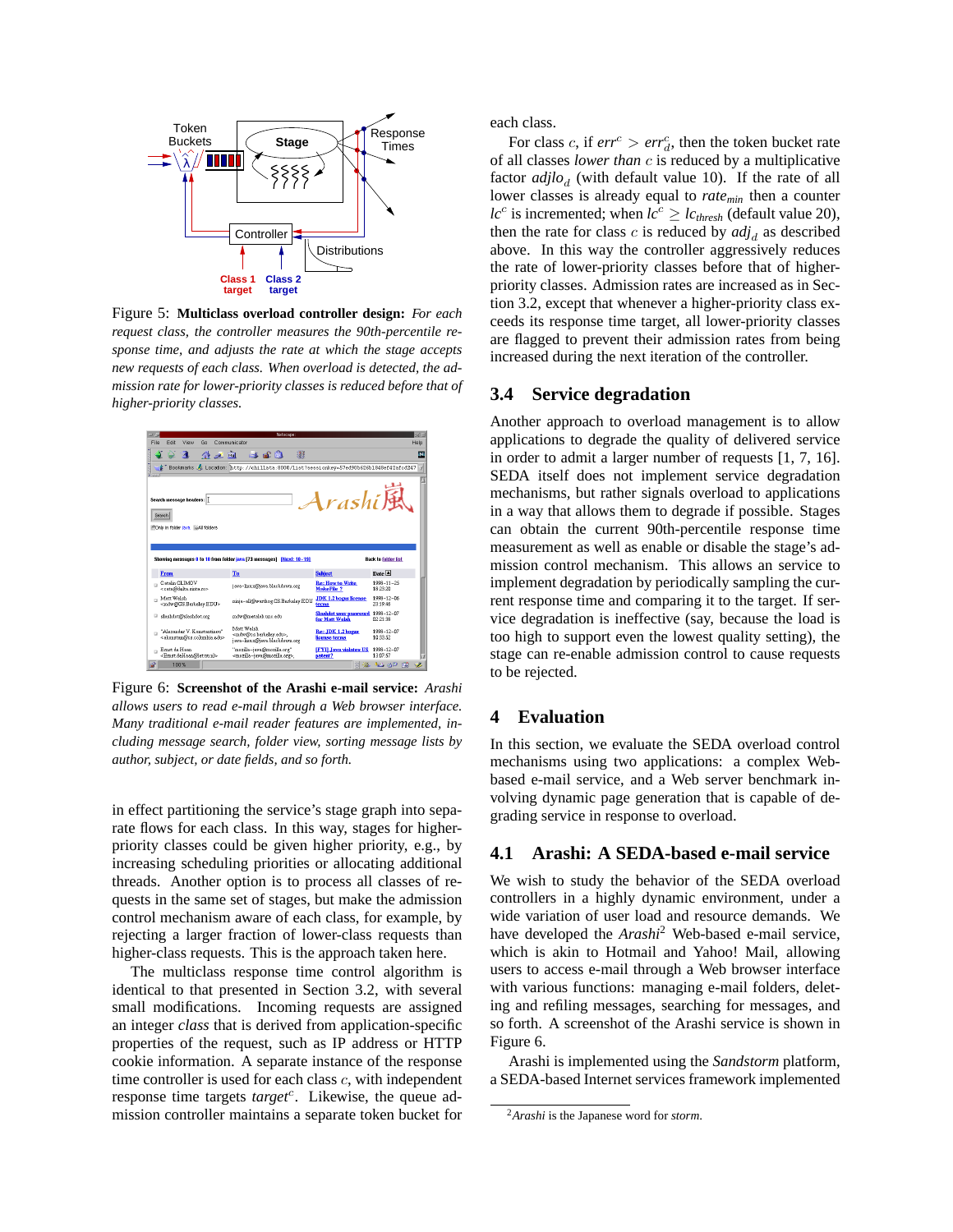Figure 5: **Multiclass overload controller design:** *For each request class, the controller measures the 90th-percentile response time, and adjusts the rate at which the stage accepts new requests of each class. When overload is detected, the admission rate for lower-priority classes is reduced before that of higher-priority classes.*

Figure 6: **Screenshot of the Arashi e-mail service:** *Arashi allows users to read e-mail through a Web browser interface. Many traditional e-mail reader features are implemented, including message search, folder view, sorting message lists by author, subject, or date fields, and so forth.*

in effect partitioning the service's stage graph into separate flows for each class. In this way, stages for higher-priority classes could be given higher priority, e.g., by increasing scheduling priorities or allocating additional threads. Another option is to process all classes of requests in the same set of stages, but make the admission control mechanism aware of each class, for example, by rejecting a larger fraction of lower-class requests than higher-class requests. This is the approach taken here.

The multiclass response time control algorithm is identical to that presented in Section 3.2, with several small modifications. Incoming requests are assigned an integer *class* that is derived from application-specific properties of the request, such as IP address or HTTP cookie information. A separate instance of the response time controller is used for each class $c$, with independent response time targets $target^c$. Likewise, the queue admission controller maintains a separate token bucket for each class.

For class $c$, if $err^c > err^c_d$, then the token bucket rate of all classes *lower than* $c$ is reduced by a multiplicative factor $adjlo_d$ (with default value 10). If the rate of all lower classes is already equal to $rate_{min}$ then a counter $lc^c$ is incremented; when $lc^c \geq lc_{thresh}$ (default value 20), then the rate for class $c$ is reduced by $adj_d$ as described above. In this way the controller aggressively reduces the rate of lower-priority classes before that of higher-priority classes. Admission rates are increased as in Section 3.2, except that whenever a higher-priority class exceeds its response time target, all lower-priority classes are flagged to prevent their admission rates from being increased during the next iteration of the controller.

## 3.4 Service degradation

Another approach to overload management is to allow applications to degrade the quality of delivered service in order to admit a larger number of requests [1, 7, 16]. SEDA itself does not implement service degradation mechanisms, but rather signals overload to applications in a way that allows them to degrade if possible. Stages can obtain the current 90th-percentile response time measurement as well as enable or disable the stage's admission control mechanism. This allows an service to implement degradation by periodically sampling the current response time and comparing it to the target. If service degradation is ineffective (say, because the load is too high to support even the lowest quality setting), the stage can re-enable admission control to cause requests to be rejected.

# 4 Evaluation

In this section, we evaluate the SEDA overload control mechanisms using two applications: a complex Web-based e-mail service, and a Web server benchmark involving dynamic page generation that is capable of degrading service in response to overload.

## 4.1 Arashi: A SEDA-based e-mail service

We wish to study the behavior of the SEDA overload controllers in a highly dynamic environment, under a wide variation of user load and resource demands. We have developed the *Arashi*[2] Web-based e-mail service, which is akin to Hotmail and Yahoo! Mail, allowing users to access e-mail through a Web browser interface with various functions: managing e-mail folders, deleting and refiling messages, searching for messages, and so forth. A screenshot of the Arashi service is shown in Figure 6.

Arashi is implemented using the *Sandstorm* platform, a SEDA-based Internet services framework implemented

[2] *Arashi* is the Japanese word for *storm*.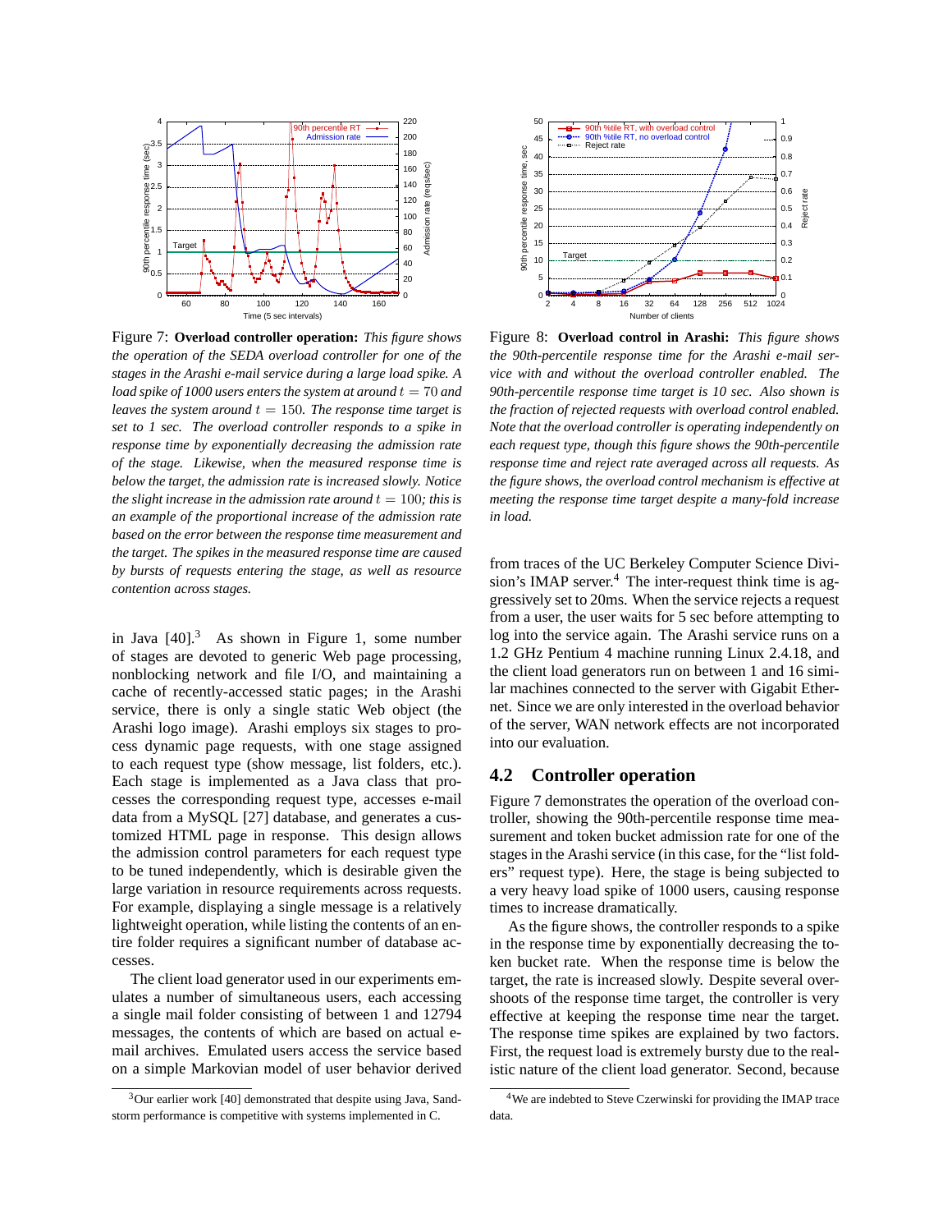Figure 7: **Overload controller operation:** *This figure shows the operation of the SEDA overload controller for one of the stages in the Arashi e-mail service during a large load spike. A load spike of 1000 users enters the system at around $t = 70$ and leaves the system around $t = 150$. The response time target is set to 1 sec. The overload controller responds to a spike in response time by exponentially decreasing the admission rate of the stage. Likewise, when the measured response time is below the target, the admission rate is increased slowly. Notice the slight increase in the admission rate around $t = 100$; this is an example of the proportional increase of the admission rate based on the error between the response time measurement and the target. The spikes in the measured response time are caused by bursts of requests entering the stage, as well as resource contention across stages.*

Figure 8: **Overload control in Arashi:** *This figure shows the 90th-percentile response time for the Arashi e-mail service with and without the overload controller enabled. The 90th-percentile response time target is 10 sec. Also shown is the fraction of rejected requests with overload control enabled. Note that the overload controller is operating independently on each request type, though this figure shows the 90th-percentile response time and reject rate averaged across all requests. As the figure shows, the overload control mechanism is effective at meeting the response time target despite a many-fold increase in load.*

in Java [40].[3] As shown in Figure 1, some number of stages are devoted to generic Web page processing, nonblocking network and file I/O, and maintaining a cache of recently-accessed static pages; in the Arashi service, there is only a single static Web object (the Arashi logo image). Arashi employs six stages to process dynamic page requests, with one stage assigned to each request type (show message, list folders, etc.). Each stage is implemented as a Java class that processes the corresponding request type, accesses e-mail data from a MySQL [27] database, and generates a customized HTML page in response. This design allows the admission control parameters for each request type to be tuned independently, which is desirable given the large variation in resource requirements across requests. For example, displaying a single message is a relatively lightweight operation, while listing the contents of an entire folder requires a significant number of database accesses.

The client load generator used in our experiments emulates a number of simultaneous users, each accessing a single mail folder consisting of between 1 and 12794 messages, the contents of which are based on actual e-mail archives. Emulated users access the service based on a simple Markovian model of user behavior derived from traces of the UC Berkeley Computer Science Division's IMAP server.[4] The inter-request think time is aggressively set to 20ms. When the service rejects a request from a user, the user waits for 5 sec before attempting to log into the service again. The Arashi service runs on a 1.2 GHz Pentium 4 machine running Linux 2.4.18, and the client load generators run on between 1 and 16 similar machines connected to the server with Gigabit Ethernet. Since we are only interested in the overload behavior of the server, WAN network effects are not incorporated into our evaluation.

## 4.2 Controller operation

Figure 7 demonstrates the operation of the overload controller, showing the 90th-percentile response time measurement and token bucket admission rate for one of the stages in the Arashi service (in this case, for the "list folders" request type). Here, the stage is being subjected to a very heavy load spike of 1000 users, causing response times to increase dramatically.

As the figure shows, the controller responds to a spike in the response time by exponentially decreasing the token bucket rate. When the response time is below the target, the rate is increased slowly. Despite several overshoots of the response time target, the controller is very effective at keeping the response time near the target. The response time spikes are explained by two factors. First, the request load is extremely bursty due to the realistic nature of the client load generator. Second, because

[3] Our earlier work [40] demonstrated that despite using Java, Sandstorm performance is competitive with systems implemented in C.

[4] We are indebted to Steve Czerwinski for providing the IMAP trace data.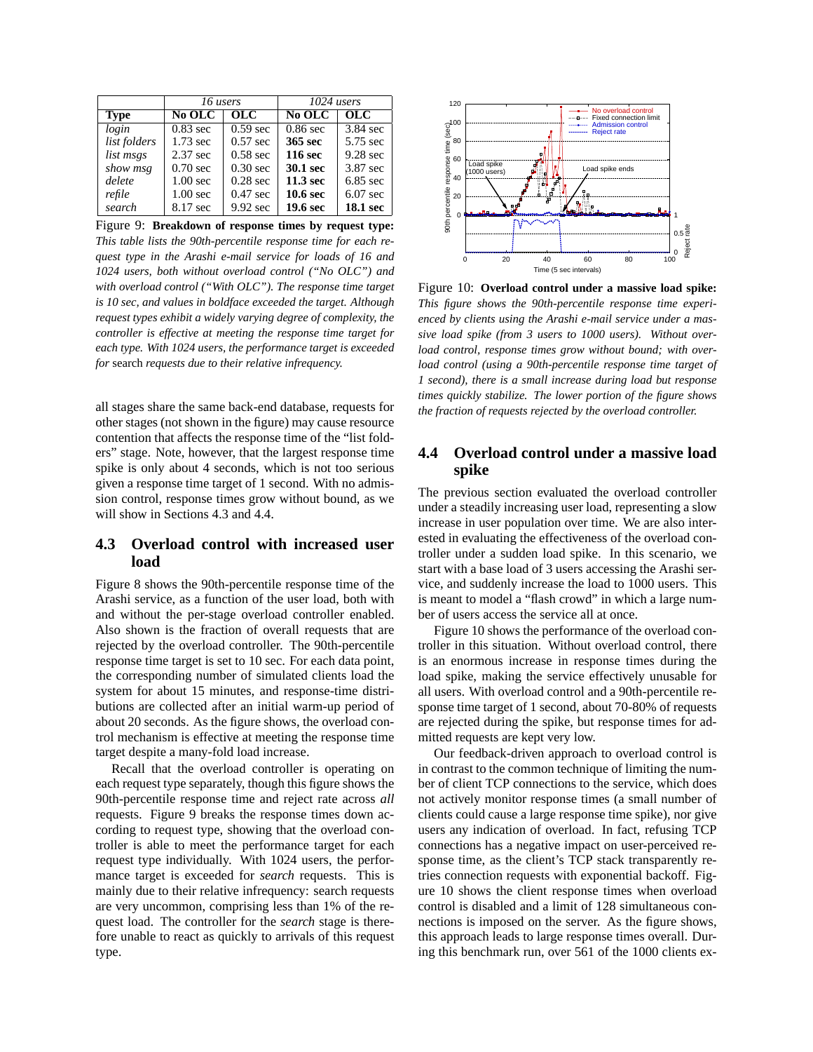| | *16 users* | | *1024 users* | |
|---|---|---|---|---|
| **Type** | **No OLC** | **OLC** | **No OLC** | **OLC** |
| *login* | 0.83 sec | 0.59 sec | 0.86 sec | 3.84 sec |
| *list folders* | 1.73 sec | 0.57 sec | **365 sec** | 5.75 sec |
| *list msgs* | 2.37 sec | 0.58 sec | **116 sec** | 9.28 sec |
| *show msg* | 0.70 sec | 0.30 sec | **30.1 sec** | 3.87 sec |
| *delete* | 1.00 sec | 0.28 sec | **11.3 sec** | 6.85 sec |
| *refile* | 1.00 sec | 0.47 sec | **10.6 sec** | 6.07 sec |
| *search* | 8.17 sec | 9.92 sec | **19.6 sec** | **18.1 sec** |

Figure 9: **Breakdown of response times by request type:** *This table lists the 90th-percentile response time for each request type in the Arashi e-mail service for loads of 16 and 1024 users, both without overload control ("No OLC") and with overload control ("With OLC"). The response time target is 10 sec, and values in boldface exceeded the target. Although request types exhibit a widely varying degree of complexity, the controller is effective at meeting the response time target for each type. With 1024 users, the performance target is exceeded for* search *requests due to their relative infrequency.*

all stages share the same back-end database, requests for other stages (not shown in the figure) may cause resource contention that affects the response time of the "list folders" stage. Note, however, that the largest response time spike is only about 4 seconds, which is not too serious given a response time target of 1 second. With no admission control, response times grow without bound, as we will show in Sections 4.3 and 4.4.

## 4.3 Overload control with increased user load

Figure 8 shows the 90th-percentile response time of the Arashi service, as a function of the user load, both with and without the per-stage overload controller enabled. Also shown is the fraction of overall requests that are rejected by the overload controller. The 90th-percentile response time target is set to 10 sec. For each data point, the corresponding number of simulated clients load the system for about 15 minutes, and response-time distributions are collected after an initial warm-up period of about 20 seconds. As the figure shows, the overload control mechanism is effective at meeting the response time target despite a many-fold load increase.

Recall that the overload controller is operating on each request type separately, though this figure shows the 90th-percentile response time and reject rate across *all* requests. Figure 9 breaks the response times down according to request type, showing that the overload controller is able to meet the performance target for each request type individually. With 1024 users, the performance target is exceeded for *search* requests. This is mainly due to their relative infrequency: search requests are very uncommon, comprising less than 1% of the request load. The controller for the *search* stage is therefore unable to react as quickly to arrivals of this request type.

Figure 10: **Overload control under a massive load spike:** *This figure shows the 90th-percentile response time experienced by clients using the Arashi e-mail service under a massive load spike (from 3 users to 1000 users). Without overload control, response times grow without bound; with overload control (using a 90th-percentile response time target of 1 second), there is a small increase during load but response times quickly stabilize. The lower portion of the figure shows the fraction of requests rejected by the overload controller.*

## 4.4 Overload control under a massive load spike

The previous section evaluated the overload controller under a steadily increasing user load, representing a slow increase in user population over time. We are also interested in evaluating the effectiveness of the overload controller under a sudden load spike. In this scenario, we start with a base load of 3 users accessing the Arashi service, and suddenly increase the load to 1000 users. This is meant to model a "flash crowd" in which a large number of users access the service all at once.

Figure 10 shows the performance of the overload controller in this situation. Without overload control, there is an enormous increase in response times during the load spike, making the service effectively unusable for all users. With overload control and a 90th-percentile response time target of 1 second, about 70-80% of requests are rejected during the spike, but response times for admitted requests are kept very low.

Our feedback-driven approach to overload control is in contrast to the common technique of limiting the number of client TCP connections to the service, which does not actively monitor response times (a small number of clients could cause a large response time spike), nor give users any indication of overload. In fact, refusing TCP connections has a negative impact on user-perceived response time, as the client's TCP stack transparently retries connection requests with exponential backoff. Figure 10 shows the client response times when overload control is disabled and a limit of 128 simultaneous connections is imposed on the server. As the figure shows, this approach leads to large response times overall. During this benchmark run, over 561 of the 1000 clients ex-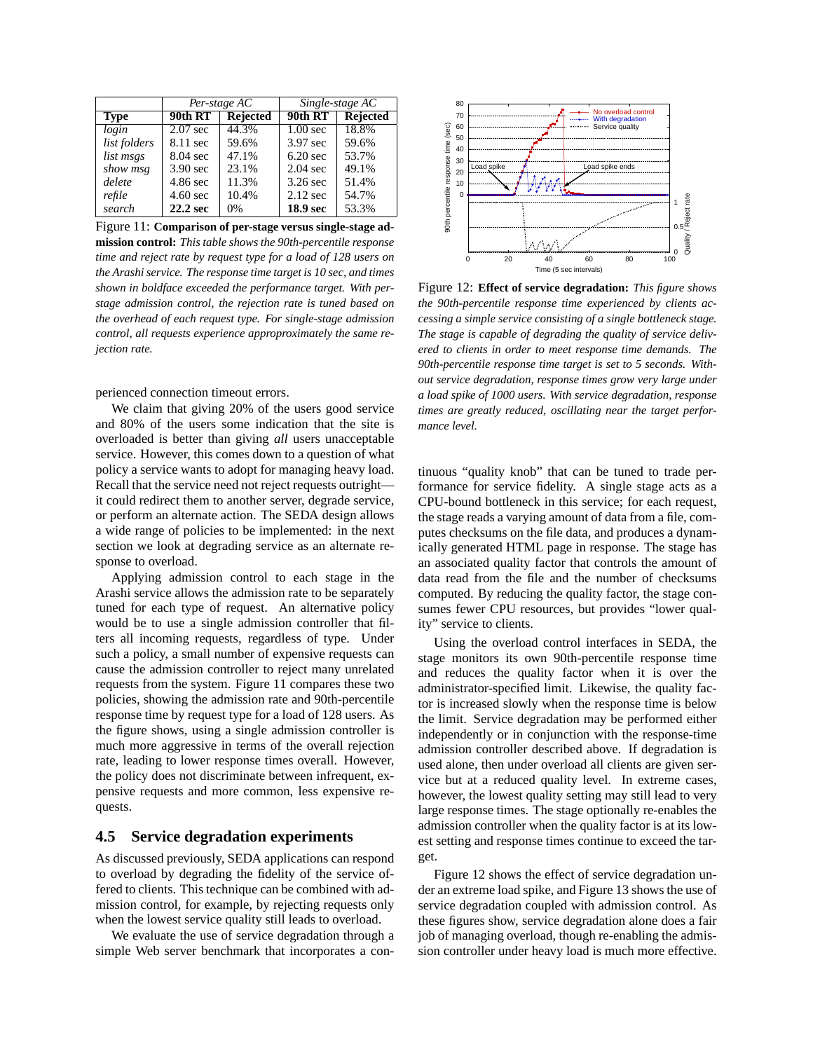| | Per-stage AC | | Single-stage AC | |
|---|---|---|---|---|
| **Type** | **90th RT** | **Rejected** | **90th RT** | **Rejected** |
| *login* | 2.07 sec | 44.3% | 1.00 sec | 18.8% |
| *list folders* | 8.11 sec | 59.6% | 3.97 sec | 59.6% |
| *list msgs* | 8.04 sec | 47.1% | 6.20 sec | 53.7% |
| *show msg* | 3.90 sec | 23.1% | 2.04 sec | 49.1% |
| *delete* | 4.86 sec | 11.3% | 3.26 sec | 51.4% |
| *refile* | 4.60 sec | 10.4% | 2.12 sec | 54.7% |
| *search* | **22.2 sec** | 0% | **18.9 sec** | 53.3% |

Figure 11: **Comparison of per-stage versus single-stage admission control:** *This table shows the 90th-percentile response time and reject rate by request type for a load of 128 users on the Arashi service. The response time target is 10 sec, and times shown in boldface exceeded the performance target. With per-stage admission control, the rejection rate is tuned based on the overhead of each request type. For single-stage admission control, all requests experience approproximately the same rejection rate.*

perienced connection timeout errors.

We claim that giving 20% of the users good service and 80% of the users some indication that the site is overloaded is better than giving *all* users unacceptable service. However, this comes down to a question of what policy a service wants to adopt for managing heavy load. Recall that the service need not reject requests outright—it could redirect them to another server, degrade service, or perform an alternate action. The SEDA design allows a wide range of policies to be implemented: in the next section we look at degrading service as an alternate response to overload.

Applying admission control to each stage in the Arashi service allows the admission rate to be separately tuned for each type of request. An alternative policy would be to use a single admission controller that filters all incoming requests, regardless of type. Under such a policy, a small number of expensive requests can cause the admission controller to reject many unrelated requests from the system. Figure 11 compares these two policies, showing the admission rate and 90th-percentile response time by request type for a load of 128 users. As the figure shows, using a single admission controller is much more aggressive in terms of the overall rejection rate, leading to lower response times overall. However, the policy does not discriminate between infrequent, expensive requests and more common, less expensive requests.

## 4.5 Service degradation experiments

As discussed previously, SEDA applications can respond to overload by degrading the fidelity of the service offered to clients. This technique can be combined with admission control, for example, by rejecting requests only when the lowest service quality still leads to overload.

We evaluate the use of service degradation through a simple Web server benchmark that incorporates a continuous "quality knob" that can be tuned to trade performance for service fidelity. A single stage acts as a CPU-bound bottleneck in this service; for each request, the stage reads a varying amount of data from a file, computes checksums on the file data, and produces a dynamically generated HTML page in response. The stage has an associated quality factor that controls the amount of data read from the file and the number of checksums computed. By reducing the quality factor, the stage consumes fewer CPU resources, but provides "lower quality" service to clients.

Figure 12: **Effect of service degradation:** *This figure shows the 90th-percentile response time experienced by clients accessing a simple service consisting of a single bottleneck stage. The stage is capable of degrading the quality of service delivered to clients in order to meet response time demands. The 90th-percentile response time target is set to 5 seconds. Without service degradation, response times grow very large under a load spike of 1000 users. With service degradation, response times are greatly reduced, oscillating near the target performance level.*

Using the overload control interfaces in SEDA, the stage monitors its own 90th-percentile response time and reduces the quality factor when it is over the administrator-specified limit. Likewise, the quality factor is increased slowly when the response time is below the limit. Service degradation may be performed either independently or in conjunction with the response-time admission controller described above. If degradation is used alone, then under overload all clients are given service but at a reduced quality level. In extreme cases, however, the lowest quality setting may still lead to very large response times. The stage optionally re-enables the admission controller when the quality factor is at its lowest setting and response times continue to exceed the target.

Figure 12 shows the effect of service degradation under an extreme load spike, and Figure 13 shows the use of service degradation coupled with admission control. As these figures show, service degradation alone does a fair job of managing overload, though re-enabling the admission controller under heavy load is much more effective.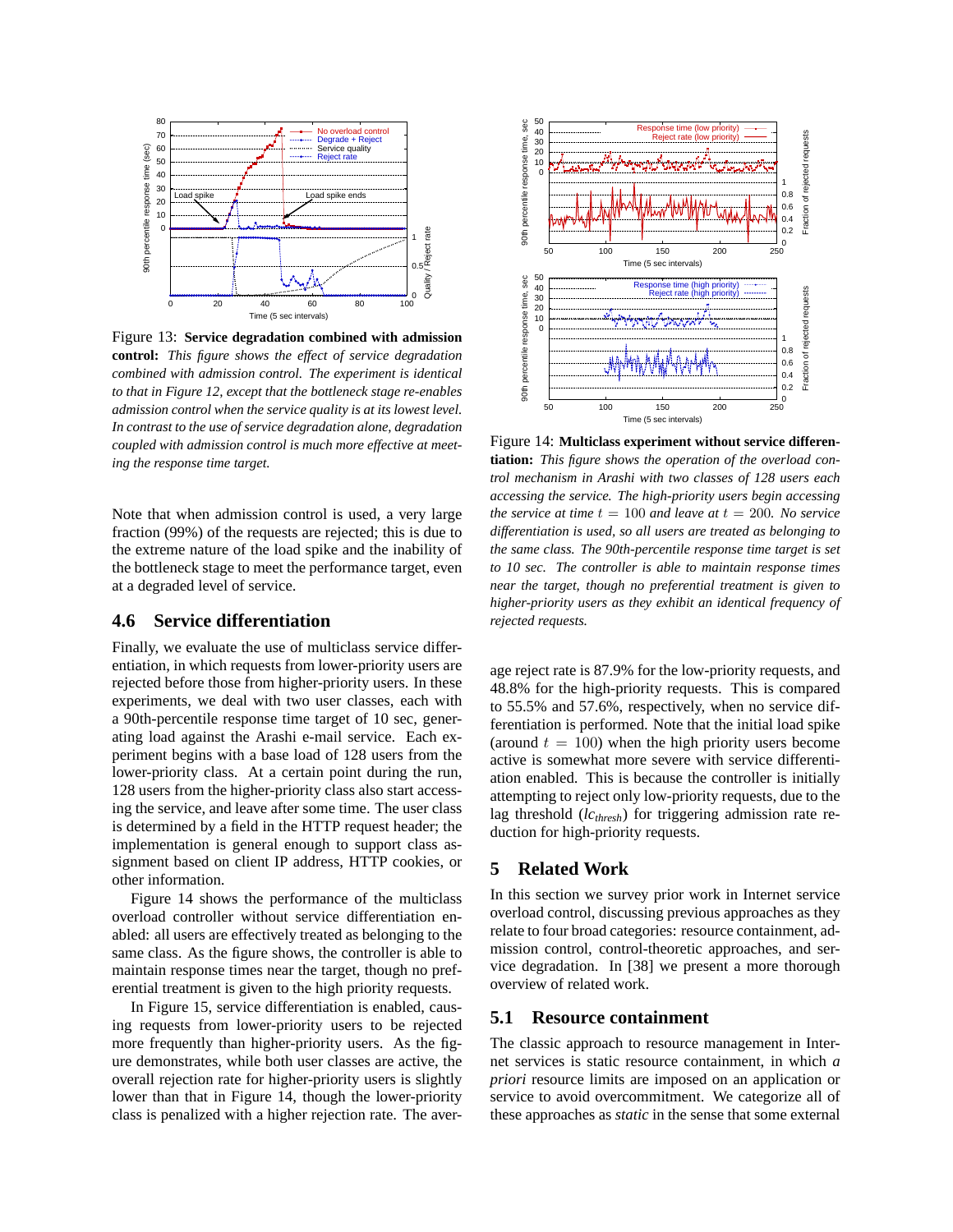Figure 13: **Service degradation combined with admission control:** *This figure shows the effect of service degradation combined with admission control. The experiment is identical to that in Figure 12, except that the bottleneck stage re-enables admission control when the service quality is at its lowest level. In contrast to the use of service degradation alone, degradation coupled with admission control is much more effective at meeting the response time target.*

Note that when admission control is used, a very large fraction (99%) of the requests are rejected; this is due to the extreme nature of the load spike and the inability of the bottleneck stage to meet the performance target, even at a degraded level of service.

## 4.6 Service differentiation

Finally, we evaluate the use of multiclass service differentiation, in which requests from lower-priority users are rejected before those from higher-priority users. In these experiments, we deal with two user classes, each with a 90th-percentile response time target of 10 sec, generating load against the Arashi e-mail service. Each experiment begins with a base load of 128 users from the lower-priority class. At a certain point during the run, 128 users from the higher-priority class also start accessing the service, and leave after some time. The user class is determined by a field in the HTTP request header; the implementation is general enough to support class assignment based on client IP address, HTTP cookies, or other information.

Figure 14 shows the performance of the multiclass overload controller without service differentiation enabled: all users are effectively treated as belonging to the same class. As the figure shows, the controller is able to maintain response times near the target, though no preferential treatment is given to the high priority requests.

In Figure 15, service differentiation is enabled, causing requests from lower-priority users to be rejected more frequently than higher-priority users. As the figure demonstrates, while both user classes are active, the overall rejection rate for higher-priority users is slightly lower than that in Figure 14, though the lower-priority class is penalized with a higher rejection rate. The average reject rate is 87.9% for the low-priority requests, and 48.8% for the high-priority requests. This is compared to 55.5% and 57.6%, respectively, when no service differentiation is performed. Note that the initial load spike (around $t = 100$) when the high priority users become active is somewhat more severe with service differentiation enabled. This is because the controller is initially attempting to reject only low-priority requests, due to the lag threshold ($lc_{thresh}$) for triggering admission rate reduction for high-priority requests.

Figure 14: **Multiclass experiment without service differentiation:** *This figure shows the operation of the overload control mechanism in Arashi with two classes of 128 users each accessing the service. The high-priority users begin accessing the service at time $t = 100$ and leave at $t = 200$. No service differentiation is used, so all users are treated as belonging to the same class. The 90th-percentile response time target is set to 10 sec. The controller is able to maintain response times near the target, though no preferential treatment is given to higher-priority users as they exhibit an identical frequency of rejected requests.*

# 5 Related Work

In this section we survey prior work in Internet service overload control, discussing previous approaches as they relate to four broad categories: resource containment, admission control, control-theoretic approaches, and service degradation. In [38] we present a more thorough overview of related work.

## 5.1 Resource containment

The classic approach to resource management in Internet services is static resource containment, in which *a priori* resource limits are imposed on an application or service to avoid overcommitment. We categorize all of these approaches as *static* in the sense that some external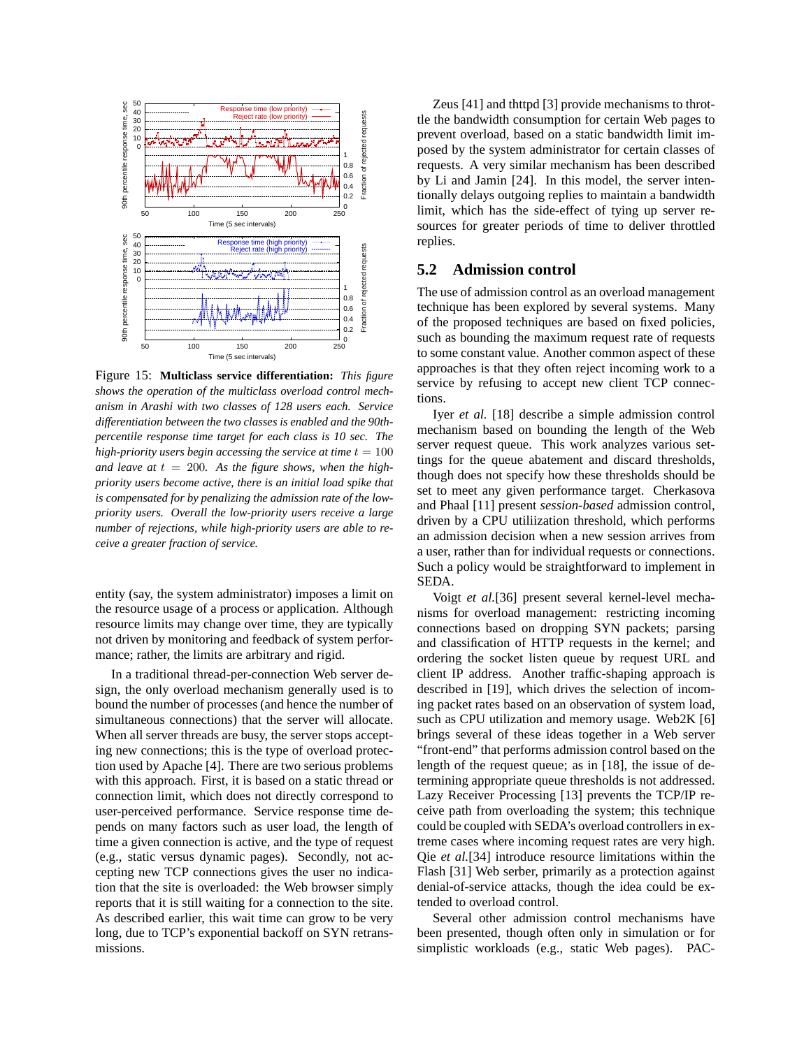Figure 15: **Multiclass service differentiation:** *This figure shows the operation of the multiclass overload control mechanism in Arashi with two classes of 128 users each. Service differentiation between the two classes is enabled and the 90th-percentile response time target for each class is 10 sec. The high-priority users begin accessing the service at time $t = 100$ and leave at $t = 200$. As the figure shows, when the high-priority users become active, there is an initial load spike that is compensated for by penalizing the admission rate of the low-priority users. Overall the low-priority users receive a large number of rejections, while high-priority users are able to receive a greater fraction of service.*

entity (say, the system administrator) imposes a limit on the resource usage of a process or application. Although resource limits may change over time, they are typically not driven by monitoring and feedback of system performance; rather, the limits are arbitrary and rigid.

In a traditional thread-per-connection Web server design, the only overload mechanism generally used is to bound the number of processes (and hence the number of simultaneous connections) that the server will allocate. When all server threads are busy, the server stops accepting new connections; this is the type of overload protection used by Apache [4]. There are two serious problems with this approach. First, it is based on a static thread or connection limit, which does not directly correspond to user-perceived performance. Service response time depends on many factors such as user load, the length of time a given connection is active, and the type of request (e.g., static versus dynamic pages). Secondly, not accepting new TCP connections gives the user no indication that the site is overloaded: the Web browser simply reports that it is still waiting for a connection to the site. As described earlier, this wait time can grow to be very long, due to TCP's exponential backoff on SYN retransmissions.

Zeus [41] and thttpd [3] provide mechanisms to throttle the bandwidth consumption for certain Web pages to prevent overload, based on a static bandwidth limit imposed by the system administrator for certain classes of requests. A very similar mechanism has been described by Li and Jamin [24]. In this model, the server intentionally delays outgoing replies to maintain a bandwidth limit, which has the side-effect of tying up server resources for greater periods of time to deliver throttled replies.

## 5.2 Admission control

The use of admission control as an overload management technique has been explored by several systems. Many of the proposed techniques are based on fixed policies, such as bounding the maximum request rate of requests to some constant value. Another common aspect of these approaches is that they often reject incoming work to a service by refusing to accept new client TCP connections.

Iyer *et al.* [18] describe a simple admission control mechanism based on bounding the length of the Web server request queue. This work analyzes various settings for the queue abatement and discard thresholds, though does not specify how these thresholds should be set to meet any given performance target. Cherkasova and Phaal [11] present *session-based* admission control, driven by a CPU utiliization threshold, which performs an admission decision when a new session arrives from a user, rather than for individual requests or connections. Such a policy would be straightforward to implement in SEDA.

Voigt *et al.*[36] present several kernel-level mechanisms for overload management: restricting incoming connections based on dropping SYN packets; parsing and classification of HTTP requests in the kernel; and ordering the socket listen queue by request URL and client IP address. Another traffic-shaping approach is described in [19], which drives the selection of incoming packet rates based on an observation of system load, such as CPU utilization and memory usage. Web2K [6] brings several of these ideas together in a Web server "front-end" that performs admission control based on the length of the request queue; as in [18], the issue of determining appropriate queue thresholds is not addressed. Lazy Receiver Processing [13] prevents the TCP/IP receive path from overloading the system; this technique could be coupled with SEDA's overload controllers in extreme cases where incoming request rates are very high. Qie *et al.*[34] introduce resource limitations within the Flash [31] Web serber, primarily as a protection against denial-of-service attacks, though the idea could be extended to overload control.

Several other admission control mechanisms have been presented, though often only in simulation or for simplistic workloads (e.g., static Web pages). PAC-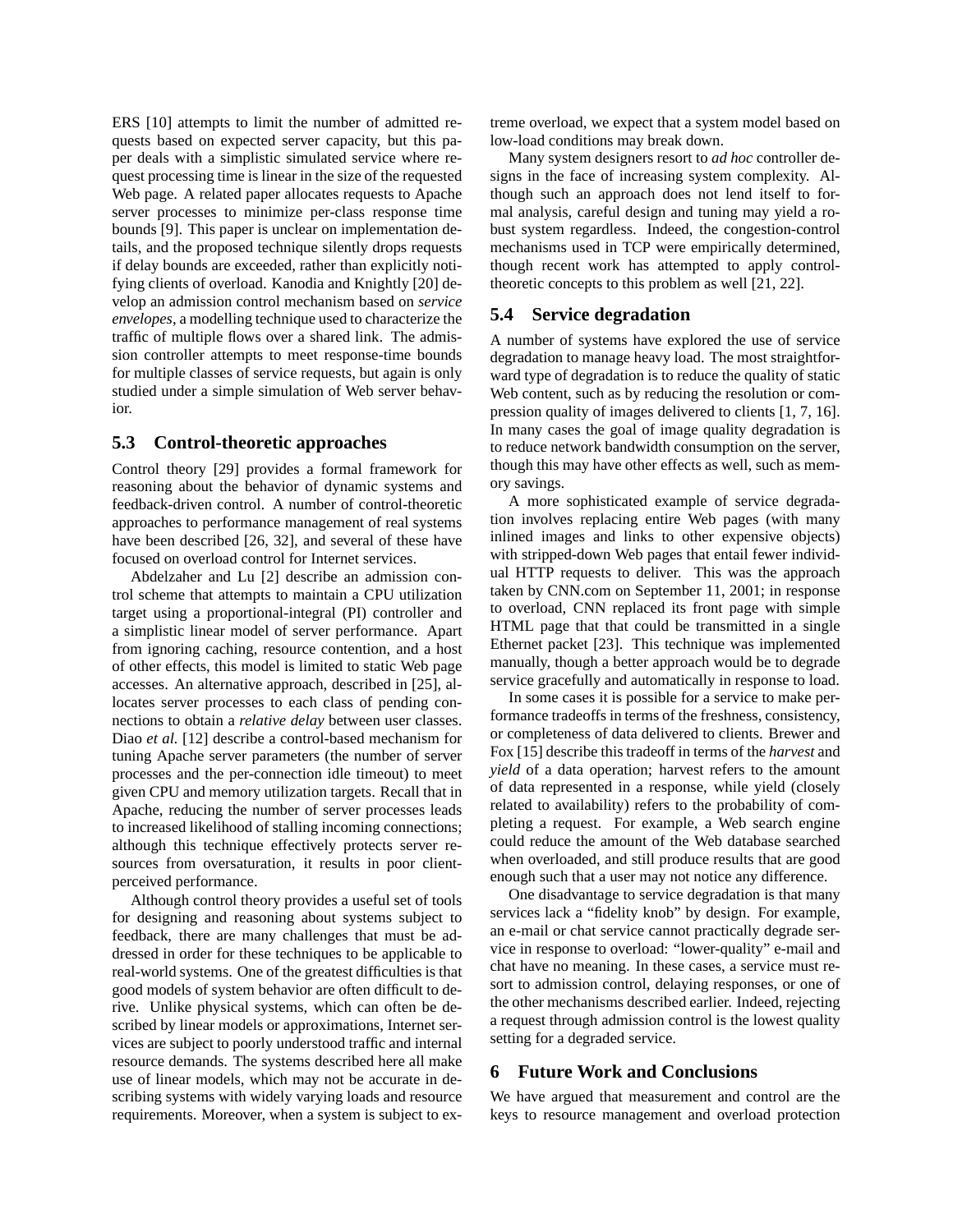ERS [10] attempts to limit the number of admitted requests based on expected server capacity, but this paper deals with a simplistic simulated service where request processing time is linear in the size of the requested Web page. A related paper allocates requests to Apache server processes to minimize per-class response time bounds [9]. This paper is unclear on implementation details, and the proposed technique silently drops requests if delay bounds are exceeded, rather than explicitly notifying clients of overload. Kanodia and Knightly [20] develop an admission control mechanism based on *service envelopes*, a modelling technique used to characterize the traffic of multiple flows over a shared link. The admission controller attempts to meet response-time bounds for multiple classes of service requests, but again is only studied under a simple simulation of Web server behavior.

## 5.3 Control-theoretic approaches

Control theory [29] provides a formal framework for reasoning about the behavior of dynamic systems and feedback-driven control. A number of control-theoretic approaches to performance management of real systems have been described [26, 32], and several of these have focused on overload control for Internet services.

Abdelzaher and Lu [2] describe an admission control scheme that attempts to maintain a CPU utilization target using a proportional-integral (PI) controller and a simplistic linear model of server performance. Apart from ignoring caching, resource contention, and a host of other effects, this model is limited to static Web page accesses. An alternative approach, described in [25], allocates server processes to each class of pending connections to obtain a *relative delay* between user classes. Diao *et al.* [12] describe a control-based mechanism for tuning Apache server parameters (the number of server processes and the per-connection idle timeout) to meet given CPU and memory utilization targets. Recall that in Apache, reducing the number of server processes leads to increased likelihood of stalling incoming connections; although this technique effectively protects server resources from oversaturation, it results in poor client-perceived performance.

Although control theory provides a useful set of tools for designing and reasoning about systems subject to feedback, there are many challenges that must be addressed in order for these techniques to be applicable to real-world systems. One of the greatest difficulties is that good models of system behavior are often difficult to derive. Unlike physical systems, which can often be described by linear models or approximations, Internet services are subject to poorly understood traffic and internal resource demands. The systems described here all make use of linear models, which may not be accurate in describing systems with widely varying loads and resource requirements. Moreover, when a system is subject to extreme overload, we expect that a system model based on low-load conditions may break down.

Many system designers resort to *ad hoc* controller designs in the face of increasing system complexity. Although such an approach does not lend itself to formal analysis, careful design and tuning may yield a robust system regardless. Indeed, the congestion-control mechanisms used in TCP were empirically determined, though recent work has attempted to apply control-theoretic concepts to this problem as well [21, 22].

## 5.4 Service degradation

A number of systems have explored the use of service degradation to manage heavy load. The most straightforward type of degradation is to reduce the quality of static Web content, such as by reducing the resolution or compression quality of images delivered to clients [1, 7, 16]. In many cases the goal of image quality degradation is to reduce network bandwidth consumption on the server, though this may have other effects as well, such as memory savings.

A more sophisticated example of service degradation involves replacing entire Web pages (with many inlined images and links to other expensive objects) with stripped-down Web pages that entail fewer individual HTTP requests to deliver. This was the approach taken by CNN.com on September 11, 2001; in response to overload, CNN replaced its front page with simple HTML page that that could be transmitted in a single Ethernet packet [23]. This technique was implemented manually, though a better approach would be to degrade service gracefully and automatically in response to load.

In some cases it is possible for a service to make performance tradeoffs in terms of the freshness, consistency, or completeness of data delivered to clients. Brewer and Fox [15] describe this tradeoff in terms of the *harvest* and *yield* of a data operation; harvest refers to the amount of data represented in a response, while yield (closely related to availability) refers to the probability of completing a request. For example, a Web search engine could reduce the amount of the Web database searched when overloaded, and still produce results that are good enough such that a user may not notice any difference.

One disadvantage to service degradation is that many services lack a "fidelity knob" by design. For example, an e-mail or chat service cannot practically degrade service in response to overload: "lower-quality" e-mail and chat have no meaning. In these cases, a service must resort to admission control, delaying responses, or one of the other mechanisms described earlier. Indeed, rejecting a request through admission control is the lowest quality setting for a degraded service.

# 6 Future Work and Conclusions

We have argued that measurement and control are the keys to resource management and overload protection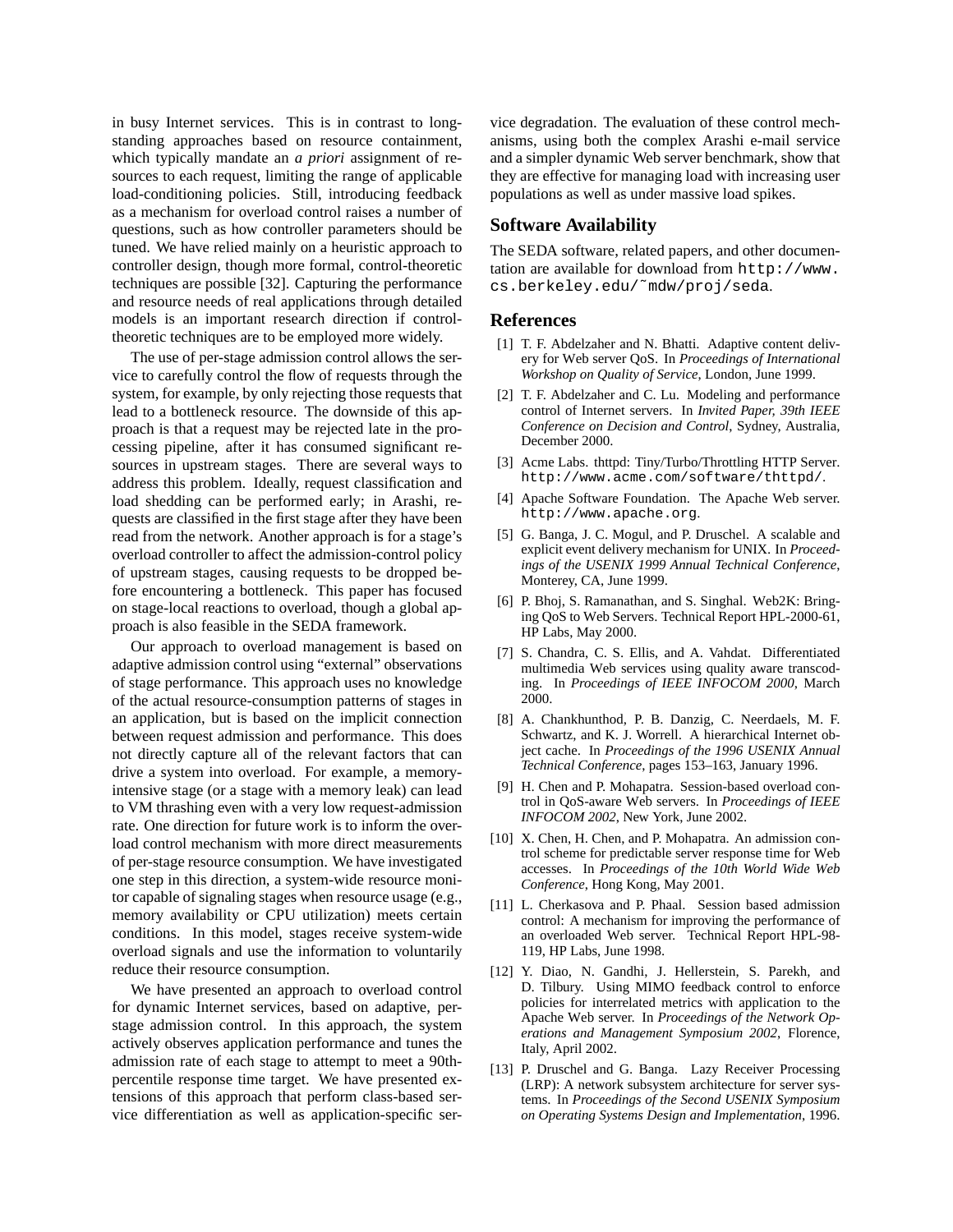in busy Internet services. This is in contrast to long-standing approaches based on resource containment, which typically mandate an *a priori* assignment of resources to each request, limiting the range of applicable load-conditioning policies. Still, introducing feedback as a mechanism for overload control raises a number of questions, such as how controller parameters should be tuned. We have relied mainly on a heuristic approach to controller design, though more formal, control-theoretic techniques are possible [32]. Capturing the performance and resource needs of real applications through detailed models is an important research direction if control-theoretic techniques are to be employed more widely.

The use of per-stage admission control allows the service to carefully control the flow of requests through the system, for example, by only rejecting those requests that lead to a bottleneck resource. The downside of this approach is that a request may be rejected late in the processing pipeline, after it has consumed significant resources in upstream stages. There are several ways to address this problem. Ideally, request classification and load shedding can be performed early; in Arashi, requests are classified in the first stage after they have been read from the network. Another approach is for a stage's overload controller to affect the admission-control policy of upstream stages, causing requests to be dropped before encountering a bottleneck. This paper has focused on stage-local reactions to overload, though a global approach is also feasible in the SEDA framework.

Our approach to overload management is based on adaptive admission control using "external" observations of stage performance. This approach uses no knowledge of the actual resource-consumption patterns of stages in an application, but is based on the implicit connection between request admission and performance. This does not directly capture all of the relevant factors that can drive a system into overload. For example, a memory-intensive stage (or a stage with a memory leak) can lead to VM thrashing even with a very low request-admission rate. One direction for future work is to inform the overload control mechanism with more direct measurements of per-stage resource consumption. We have investigated one step in this direction, a system-wide resource monitor capable of signaling stages when resource usage (e.g., memory availability or CPU utilization) meets certain conditions. In this model, stages receive system-wide overload signals and use the information to voluntarily reduce their resource consumption.

We have presented an approach to overload control for dynamic Internet services, based on adaptive, per-stage admission control. In this approach, the system actively observes application performance and tunes the admission rate of each stage to attempt to meet a 90th-percentile response time target. We have presented extensions of this approach that perform class-based service differentiation as well as application-specific service degradation. The evaluation of these control mechanisms, using both the complex Arashi e-mail service and a simpler dynamic Web server benchmark, show that they are effective for managing load with increasing user populations as well as under massive load spikes.

## Software Availability

The SEDA software, related papers, and other documentation are available for download from `http://www.cs.berkeley.edu/~mdw/proj/seda`.

## References

[1] T. F. Abdelzaher and N. Bhatti. Adaptive content delivery for Web server QoS. In *Proceedings of International Workshop on Quality of Service*, London, June 1999.

[2] T. F. Abdelzaher and C. Lu. Modeling and performance control of Internet servers. In *Invited Paper, 39th IEEE Conference on Decision and Control*, Sydney, Australia, December 2000.

[3] Acme Labs. thttpd: Tiny/Turbo/Throttling HTTP Server. `http://www.acme.com/software/thttpd/`.

[4] Apache Software Foundation. The Apache Web server. `http://www.apache.org`.

[5] G. Banga, J. C. Mogul, and P. Druschel. A scalable and explicit event delivery mechanism for UNIX. In *Proceedings of the USENIX 1999 Annual Technical Conference*, Monterey, CA, June 1999.

[6] P. Bhoj, S. Ramanathan, and S. Singhal. Web2K: Bringing QoS to Web Servers. Technical Report HPL-2000-61, HP Labs, May 2000.

[7] S. Chandra, C. S. Ellis, and A. Vahdat. Differentiated multimedia Web services using quality aware transcoding. In *Proceedings of IEEE INFOCOM 2000*, March 2000.

[8] A. Chankhunthod, P. B. Danzig, C. Neerdaels, M. F. Schwartz, and K. J. Worrell. A hierarchical Internet object cache. In *Proceedings of the 1996 USENIX Annual Technical Conference*, pages 153–163, January 1996.

[9] H. Chen and P. Mohapatra. Session-based overload control in QoS-aware Web servers. In *Proceedings of IEEE INFOCOM 2002*, New York, June 2002.

[10] X. Chen, H. Chen, and P. Mohapatra. An admission control scheme for predictable server response time for Web accesses. In *Proceedings of the 10th World Wide Web Conference*, Hong Kong, May 2001.

[11] L. Cherkasova and P. Phaal. Session based admission control: A mechanism for improving the performance of an overloaded Web server. Technical Report HPL-98-119, HP Labs, June 1998.

[12] Y. Diao, N. Gandhi, J. Hellerstein, S. Parekh, and D. Tilbury. Using MIMO feedback control to enforce policies for interrelated metrics with application to the Apache Web server. In *Proceedings of the Network Operations and Management Symposium 2002*, Florence, Italy, April 2002.

[13] P. Druschel and G. Banga. Lazy Receiver Processing (LRP): A network subsystem architecture for server systems. In *Proceedings of the Second USENIX Symposium on Operating Systems Design and Implementation*, 1996.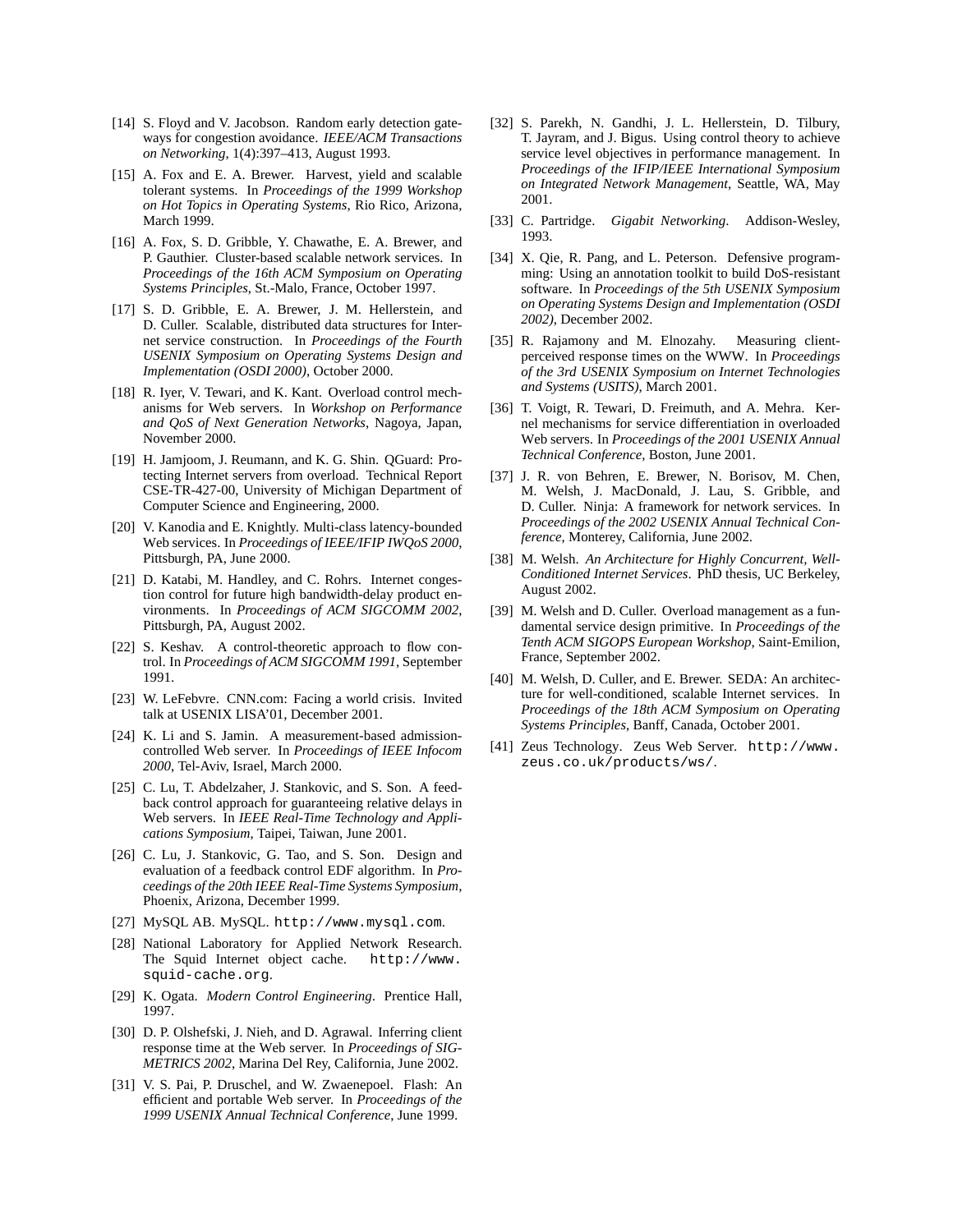[14] S. Floyd and V. Jacobson. Random early detection gateways for congestion avoidance. *IEEE/ACM Transactions on Networking*, 1(4):397–413, August 1993.

[15] A. Fox and E. A. Brewer. Harvest, yield and scalable tolerant systems. In *Proceedings of the 1999 Workshop on Hot Topics in Operating Systems*, Rio Rico, Arizona, March 1999.

[16] A. Fox, S. D. Gribble, Y. Chawathe, E. A. Brewer, and P. Gauthier. Cluster-based scalable network services. In *Proceedings of the 16th ACM Symposium on Operating Systems Principles*, St.-Malo, France, October 1997.

[17] S. D. Gribble, E. A. Brewer, J. M. Hellerstein, and D. Culler. Scalable, distributed data structures for Internet service construction. In *Proceedings of the Fourth USENIX Symposium on Operating Systems Design and Implementation (OSDI 2000)*, October 2000.

[18] R. Iyer, V. Tewari, and K. Kant. Overload control mechanisms for Web servers. In *Workshop on Performance and QoS of Next Generation Networks*, Nagoya, Japan, November 2000.

[19] H. Jamjoom, J. Reumann, and K. G. Shin. QGuard: Protecting Internet servers from overload. Technical Report CSE-TR-427-00, University of Michigan Department of Computer Science and Engineering, 2000.

[20] V. Kanodia and E. Knightly. Multi-class latency-bounded Web services. In *Proceedings of IEEE/IFIP IWQoS 2000*, Pittsburgh, PA, June 2000.

[21] D. Katabi, M. Handley, and C. Rohrs. Internet congestion control for future high bandwidth-delay product environments. In *Proceedings of ACM SIGCOMM 2002*, Pittsburgh, PA, August 2002.

[22] S. Keshav. A control-theoretic approach to flow control. In *Proceedings of ACM SIGCOMM 1991*, September 1991.

[23] W. LeFebvre. CNN.com: Facing a world crisis. Invited talk at USENIX LISA'01, December 2001.

[24] K. Li and S. Jamin. A measurement-based admission-controlled Web server. In *Proceedings of IEEE Infocom 2000*, Tel-Aviv, Israel, March 2000.

[25] C. Lu, T. Abdelzaher, J. Stankovic, and S. Son. A feedback control approach for guaranteeing relative delays in Web servers. In *IEEE Real-Time Technology and Applications Symposium*, Taipei, Taiwan, June 2001.

[26] C. Lu, J. Stankovic, G. Tao, and S. Son. Design and evaluation of a feedback control EDF algorithm. In *Proceedings of the 20th IEEE Real-Time Systems Symposium*, Phoenix, Arizona, December 1999.

[27] MySQL AB. MySQL. `http://www.mysql.com`.

[28] National Laboratory for Applied Network Research. The Squid Internet object cache. `http://www.squid-cache.org`.

[29] K. Ogata. *Modern Control Engineering*. Prentice Hall, 1997.

[30] D. P. Olshefski, J. Nieh, and D. Agrawal. Inferring client response time at the Web server. In *Proceedings of SIGMETRICS 2002*, Marina Del Rey, California, June 2002.

[31] V. S. Pai, P. Druschel, and W. Zwaenepoel. Flash: An efficient and portable Web server. In *Proceedings of the 1999 USENIX Annual Technical Conference*, June 1999.

[32] S. Parekh, N. Gandhi, J. L. Hellerstein, D. Tilbury, T. Jayram, and J. Bigus. Using control theory to achieve service level objectives in performance management. In *Proceedings of the IFIP/IEEE International Symposium on Integrated Network Management*, Seattle, WA, May 2001.

[33] C. Partridge. *Gigabit Networking*. Addison-Wesley, 1993.

[34] X. Qie, R. Pang, and L. Peterson. Defensive programming: Using an annotation toolkit to build DoS-resistant software. In *Proceedings of the 5th USENIX Symposium on Operating Systems Design and Implementation (OSDI 2002)*, December 2002.

[35] R. Rajamony and M. Elnozahy. Measuring client-perceived response times on the WWW. In *Proceedings of the 3rd USENIX Symposium on Internet Technologies and Systems (USITS)*, March 2001.

[36] T. Voigt, R. Tewari, D. Freimuth, and A. Mehra. Kernel mechanisms for service differentiation in overloaded Web servers. In *Proceedings of the 2001 USENIX Annual Technical Conference*, Boston, June 2001.

[37] J. R. von Behren, E. Brewer, N. Borisov, M. Chen, M. Welsh, J. MacDonald, J. Lau, S. Gribble, and D. Culler. Ninja: A framework for network services. In *Proceedings of the 2002 USENIX Annual Technical Conference*, Monterey, California, June 2002.

[38] M. Welsh. *An Architecture for Highly Concurrent, Well-Conditioned Internet Services*. PhD thesis, UC Berkeley, August 2002.

[39] M. Welsh and D. Culler. Overload management as a fundamental service design primitive. In *Proceedings of the Tenth ACM SIGOPS European Workshop*, Saint-Emilion, France, September 2002.

[40] M. Welsh, D. Culler, and E. Brewer. SEDA: An architecture for well-conditioned, scalable Internet services. In *Proceedings of the 18th ACM Symposium on Operating Systems Principles*, Banff, Canada, October 2001.

[41] Zeus Technology. Zeus Web Server. `http://www.zeus.co.uk/products/ws/`.